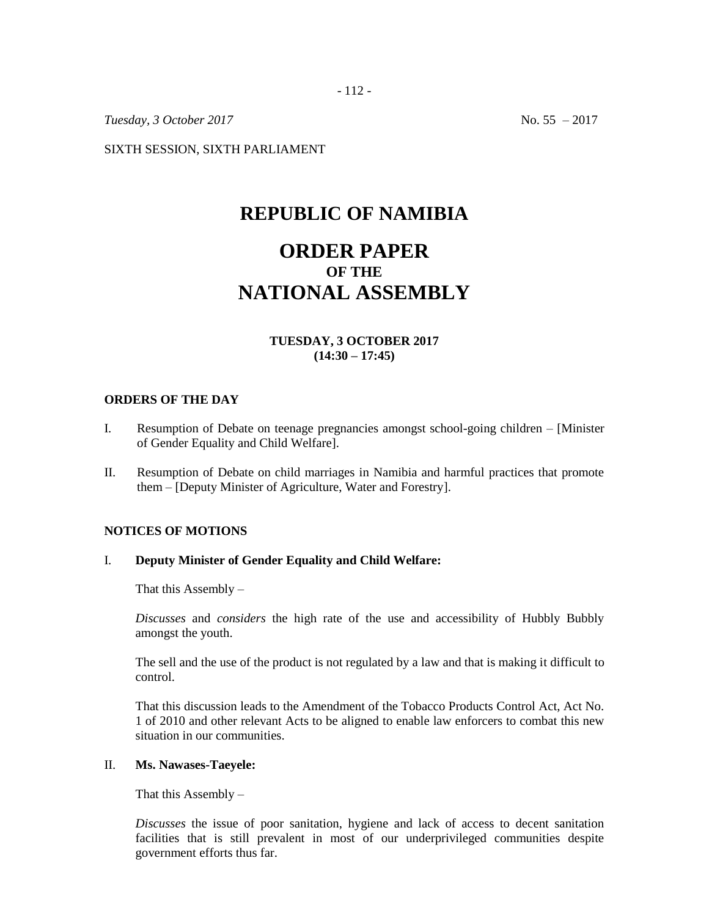*Tuesday, 3 October 2017* No. 55 – 2017

SIXTH SESSION, SIXTH PARLIAMENT

# REPUBLIC OF NAMIBIA

# ORDER PAPER
### OF THE
# NATIONAL ASSEMBLY

**TUESDAY, 3 OCTOBER 2017**
**(14:30 – 17:45)**

## ORDERS OF THE DAY

I. Resumption of Debate on teenage pregnancies amongst school-going children – [Minister of Gender Equality and Child Welfare].

II. Resumption of Debate on child marriages in Namibia and harmful practices that promote them – [Deputy Minister of Agriculture, Water and Forestry].

## NOTICES OF MOTIONS

I. **Deputy Minister of Gender Equality and Child Welfare:**

That this Assembly –

*Discusses* and *considers* the high rate of the use and accessibility of Hubbly Bubbly amongst the youth.

The sell and the use of the product is not regulated by a law and that is making it difficult to control.

That this discussion leads to the Amendment of the Tobacco Products Control Act, Act No. 1 of 2010 and other relevant Acts to be aligned to enable law enforcers to combat this new situation in our communities.

II. **Ms. Nawases-Taeyele:**

That this Assembly –

*Discusses* the issue of poor sanitation, hygiene and lack of access to decent sanitation facilities that is still prevalent in most of our underprivileged communities despite government efforts thus far.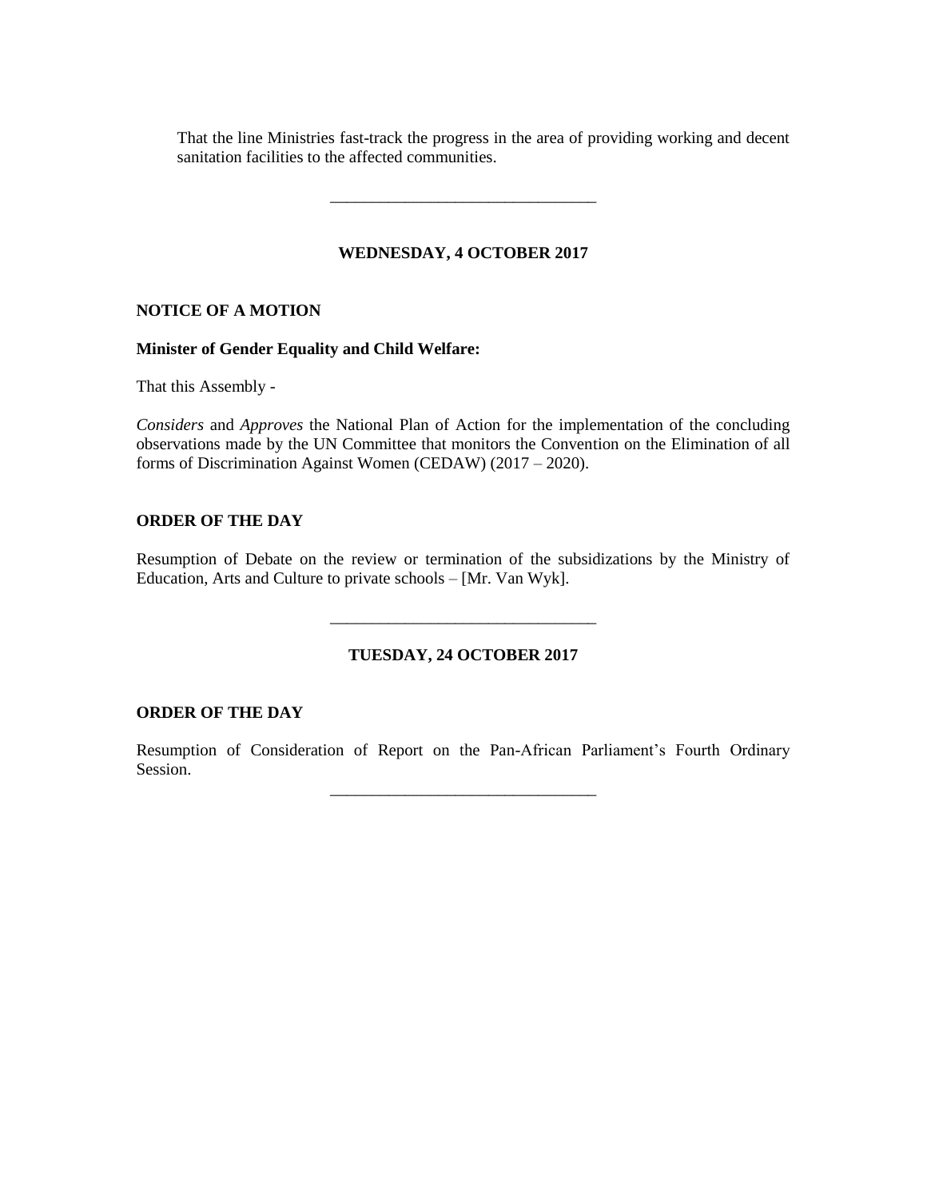That the line Ministries fast-track the progress in the area of providing working and decent sanitation facilities to the affected communities.

---

**WEDNESDAY, 4 OCTOBER 2017**

**NOTICE OF A MOTION**

**Minister of Gender Equality and Child Welfare:**

That this Assembly -

*Considers* and *Approves* the National Plan of Action for the implementation of the concluding observations made by the UN Committee that monitors the Convention on the Elimination of all forms of Discrimination Against Women (CEDAW) (2017 – 2020).

**ORDER OF THE DAY**

Resumption of Debate on the review or termination of the subsidizations by the Ministry of Education, Arts and Culture to private schools – [Mr. Van Wyk].

---

**TUESDAY, 24 OCTOBER 2017**

**ORDER OF THE DAY**

Resumption of Consideration of Report on the Pan-African Parliament's Fourth Ordinary Session.

---